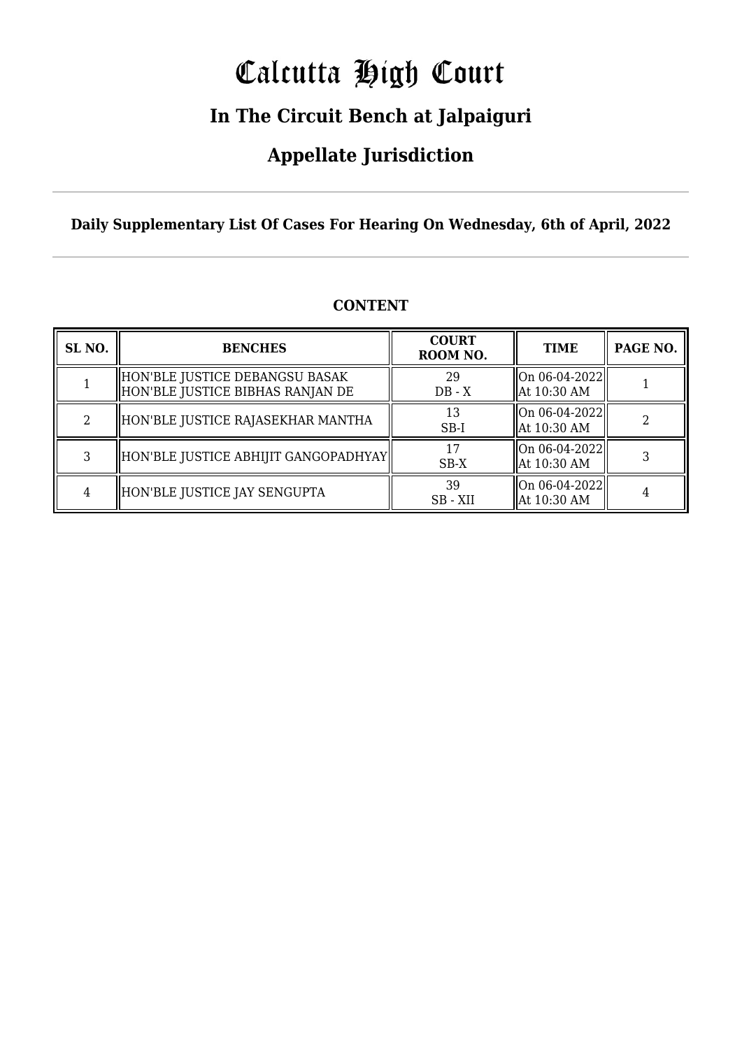# Calcutta High Court

## In The Circuit Bench at Jalpaiguri

## Appellate Jurisdiction

**Daily Supplementary List Of Cases For Hearing On Wednesday, 6th of April, 2022**

### CONTENT

| SL NO. | BENCHES | COURT ROOM NO. | TIME | PAGE NO. |
|---|---|---|---|---|
| 1 | HON'BLE JUSTICE DEBANGSU BASAK<br>HON'BLE JUSTICE BIBHAS RANJAN DE | 29<br>DB - X | On 06-04-2022<br>At 10:30 AM | 1 |
| 2 | HON'BLE JUSTICE RAJASEKHAR MANTHA | 13<br>SB-I | On 06-04-2022<br>At 10:30 AM | 2 |
| 3 | HON'BLE JUSTICE ABHIJIT GANGOPADHYAY | 17<br>SB-X | On 06-04-2022<br>At 10:30 AM | 3 |
| 4 | HON'BLE JUSTICE JAY SENGUPTA | 39<br>SB - XII | On 06-04-2022<br>At 10:30 AM | 4 |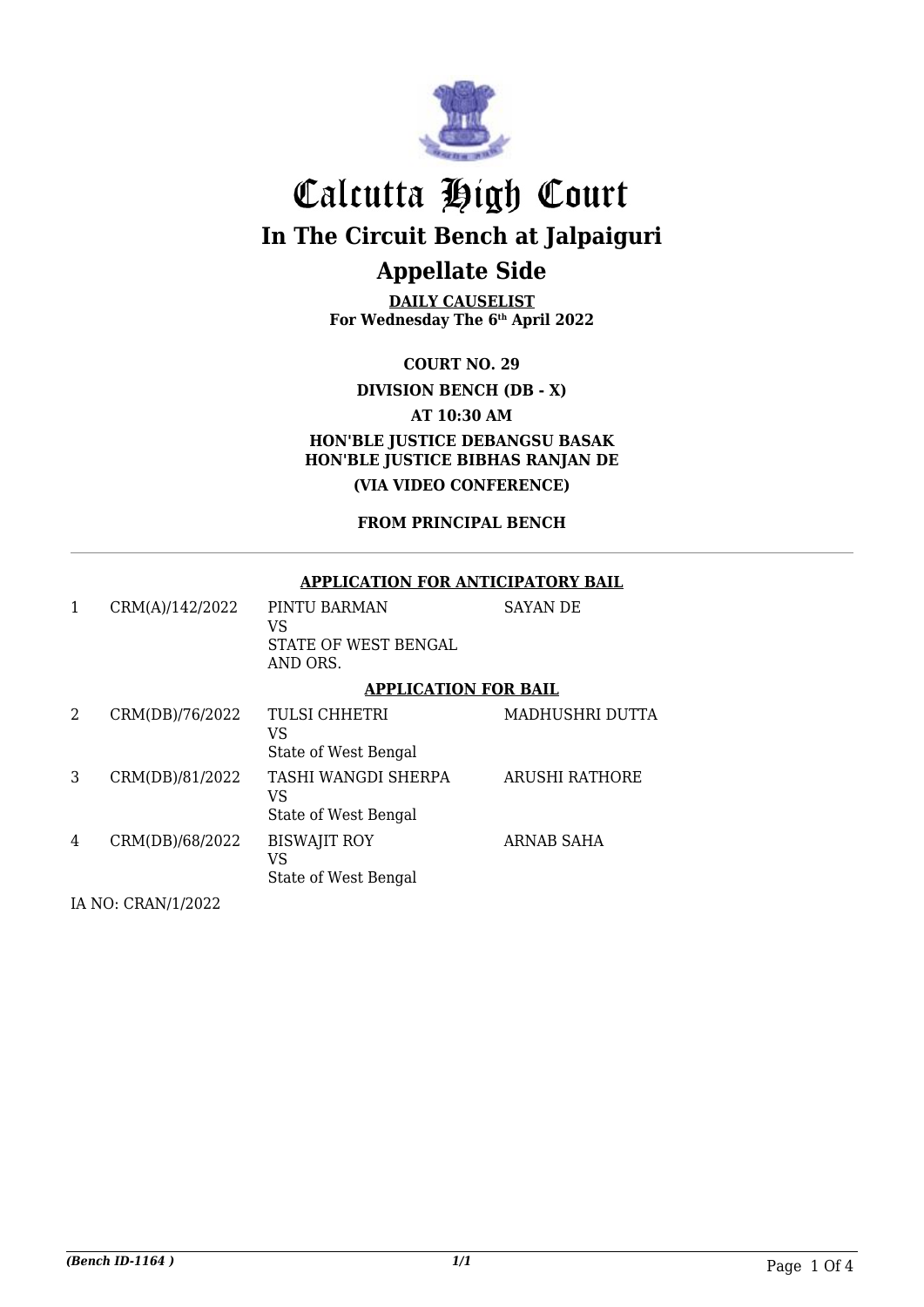# Calcutta High Court

## In The Circuit Bench at Jalpaiguri

## Appellate Side

**DAILY CAUSELIST**
**For Wednesday The 6th April 2022**

**COURT NO. 29**

**DIVISION BENCH (DB - X)**

**AT 10:30 AM**

**HON'BLE JUSTICE DEBANGSU BASAK**
**HON'BLE JUSTICE BIBHAS RANJAN DE**

**(VIA VIDEO CONFERENCE)**

**FROM PRINCIPAL BENCH**

---

**APPLICATION FOR ANTICIPATORY BAIL**

| | | | |
|---|---|---|---|
| 1 | CRM(A)/142/2022 | PINTU BARMAN<br>VS<br>STATE OF WEST BENGAL AND ORS. | SAYAN DE |

**APPLICATION FOR BAIL**

| | | | |
|---|---|---|---|
| 2 | CRM(DB)/76/2022 | TULSI CHHETRI<br>VS<br>State of West Bengal | MADHUSHRI DUTTA |
| 3 | CRM(DB)/81/2022 | TASHI WANGDI SHERPA<br>VS<br>State of West Bengal | ARUSHI RATHORE |
| 4 | CRM(DB)/68/2022 | BISWAJIT ROY<br>VS<br>State of West Bengal | ARNAB SAHA |

IA NO: CRAN/1/2022

*(Bench ID-1164 )*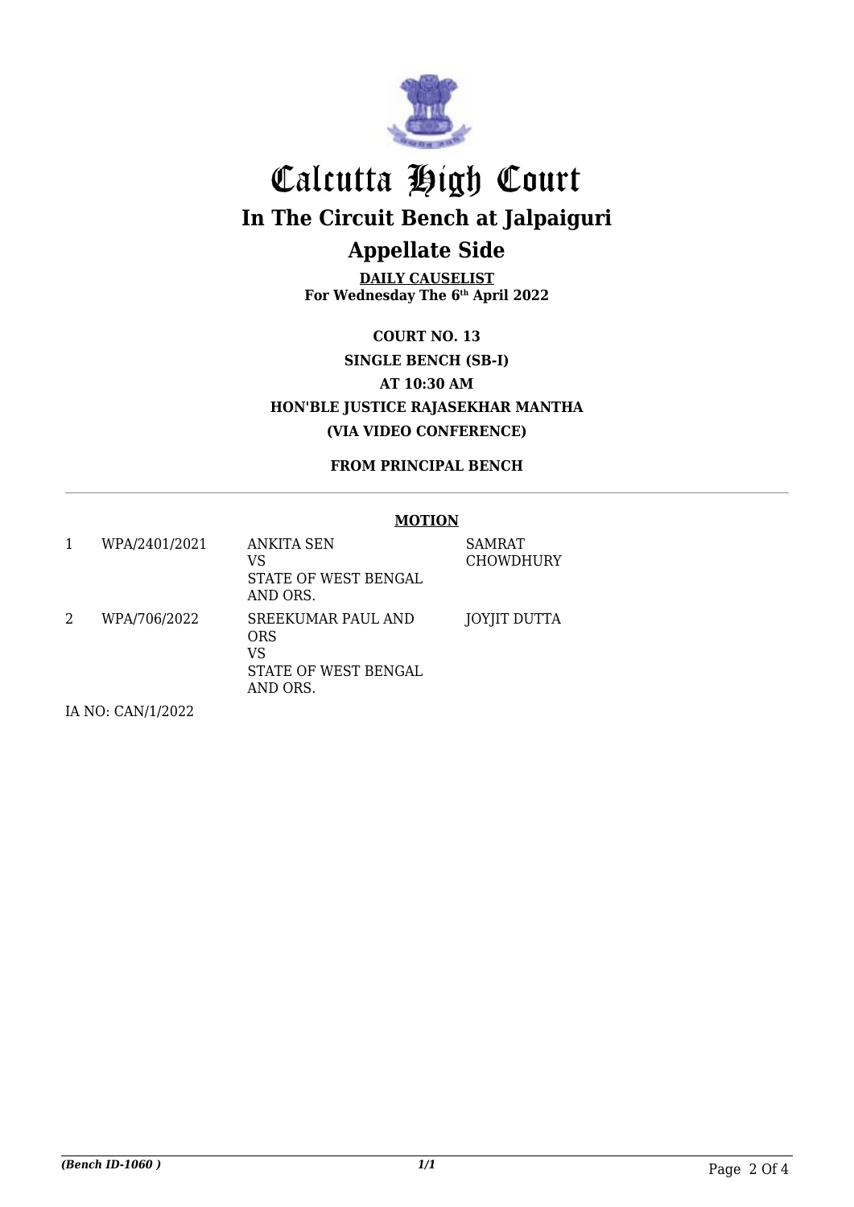# Calcutta High Court

## In The Circuit Bench at Jalpaiguri

## Appellate Side

**DAILY CAUSELIST**
**For Wednesday The 6th April 2022**

**COURT NO. 13**

**SINGLE BENCH (SB-I)**

**AT 10:30 AM**

**HON'BLE JUSTICE RAJASEKHAR MANTHA**

**(VIA VIDEO CONFERENCE)**

**FROM PRINCIPAL BENCH**

---

**MOTION**

| | | | |
|---|---|---|---|
| 1 | WPA/2401/2021 | ANKITA SEN<br>VS<br>STATE OF WEST BENGAL AND ORS. | SAMRAT CHOWDHURY |
| 2 | WPA/706/2022 | SREEKUMAR PAUL AND ORS<br>VS<br>STATE OF WEST BENGAL AND ORS. | JOYJIT DUTTA |

IA NO: CAN/1/2022

*(Bench ID-1060 )*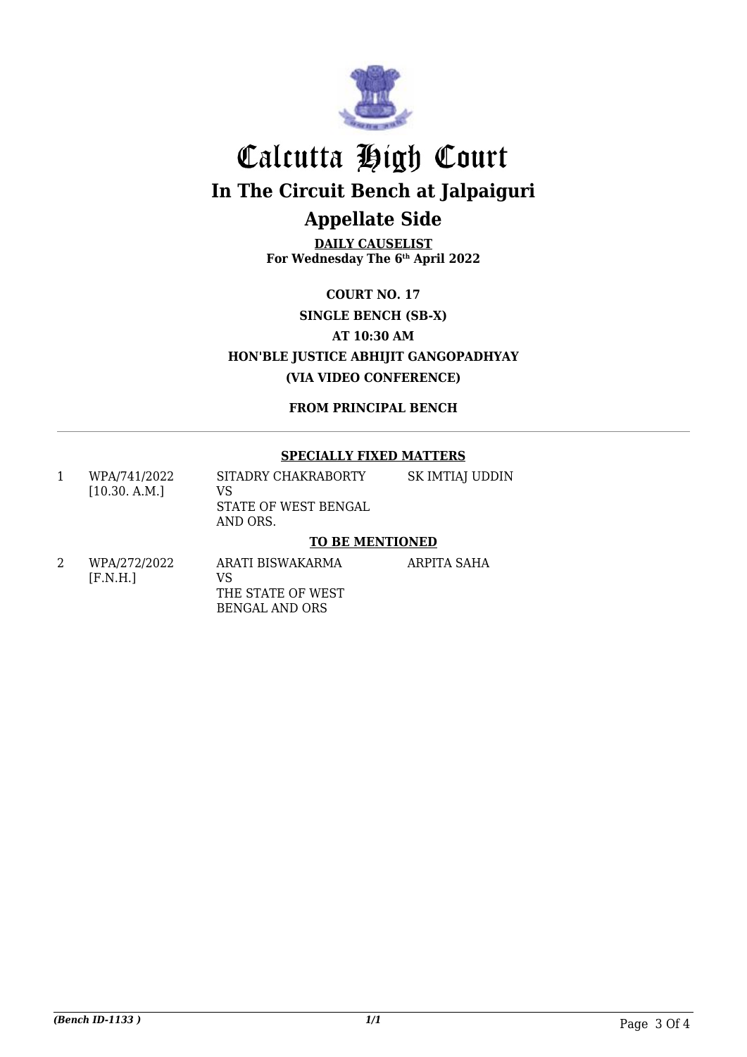# Calcutta High Court

## In The Circuit Bench at Jalpaiguri

## Appellate Side

**DAILY CAUSELIST**
**For Wednesday The 6th April 2022**

**COURT NO. 17**

**SINGLE BENCH (SB-X)**

**AT 10:30 AM**

**HON'BLE JUSTICE ABHIJIT GANGOPADHYAY**

**(VIA VIDEO CONFERENCE)**

**FROM PRINCIPAL BENCH**

**SPECIALLY FIXED MATTERS**

| | | | |
|---|---|---|---|
| 1 | WPA/741/2022 [10.30. A.M.] | SITADRY CHAKRABORTY VS STATE OF WEST BENGAL AND ORS. | SK IMTIAJ UDDIN |

**TO BE MENTIONED**

| | | | |
|---|---|---|---|
| 2 | WPA/272/2022 [F.N.H.] | ARATI BISWAKARMA VS THE STATE OF WEST BENGAL AND ORS | ARPITA SAHA |

*(Bench ID-1133 )*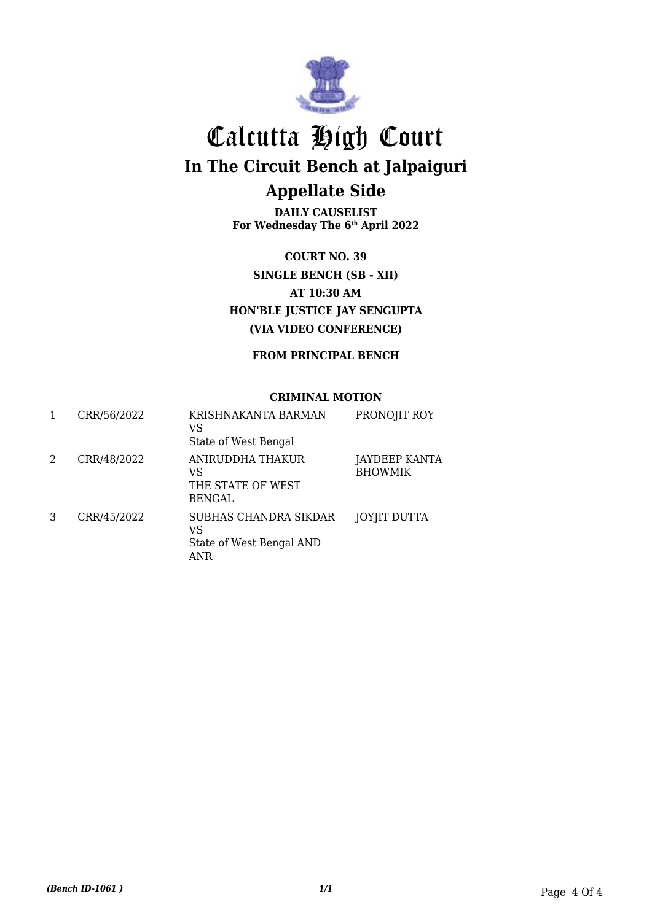# Calcutta High Court

## In The Circuit Bench at Jalpaiguri

## Appellate Side

**DAILY CAUSELIST**
**For Wednesday The 6th April 2022**

**COURT NO. 39**
**SINGLE BENCH (SB - XII)**
**AT 10:30 AM**
**HON'BLE JUSTICE JAY SENGUPTA**
**(VIA VIDEO CONFERENCE)**

**FROM PRINCIPAL BENCH**

**CRIMINAL MOTION**

| | | | |
|---|---|---|---|
| 1 | CRR/56/2022 | KRISHNAKANTA BARMAN VS State of West Bengal | PRONOJIT ROY |
| 2 | CRR/48/2022 | ANIRUDDHA THAKUR VS THE STATE OF WEST BENGAL | JAYDEEP KANTA BHOWMIK |
| 3 | CRR/45/2022 | SUBHAS CHANDRA SIKDAR VS State of West Bengal AND ANR | JOYJIT DUTTA |

*(Bench ID-1061 )*